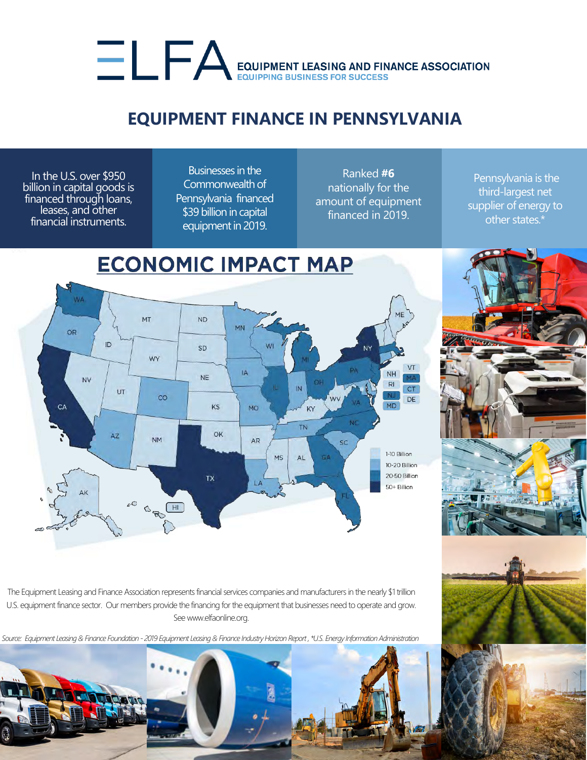# ELFA

**EQUIPMENT LEASING AND FINANCE ASSOCIATION**
EQUIPPING BUSINESS FOR SUCCESS

## EQUIPMENT FINANCE IN PENNSYLVANIA

In the U.S. over $950 billion in capital goods is financed through loans, leases, and other financial instruments.

Businesses in the Commonwealth of Pennsylvania financed $39 billion in capital equipment in 2019.

Ranked **#6** nationally for the amount of equipment financed in 2019.

Pennsylvania is the third-largest net supplier of energy to other states.*

## ECONOMIC IMPACT MAP

- 1-10 Billion
- 10-20 Billion
- 20-50 Billion
- 50+ Billion

The Equipment Leasing and Finance Association represents financial services companies and manufacturers in the nearly $1 trillion U.S. equipment finance sector. Our members provide the financing for the equipment that businesses need to operate and grow. See www.elfaonline.org.

*Source: Equipment Leasing & Finance Foundation - 2019 Equipment Leasing & Finance Industry Horizon Report, *U.S. Energy Information Administration*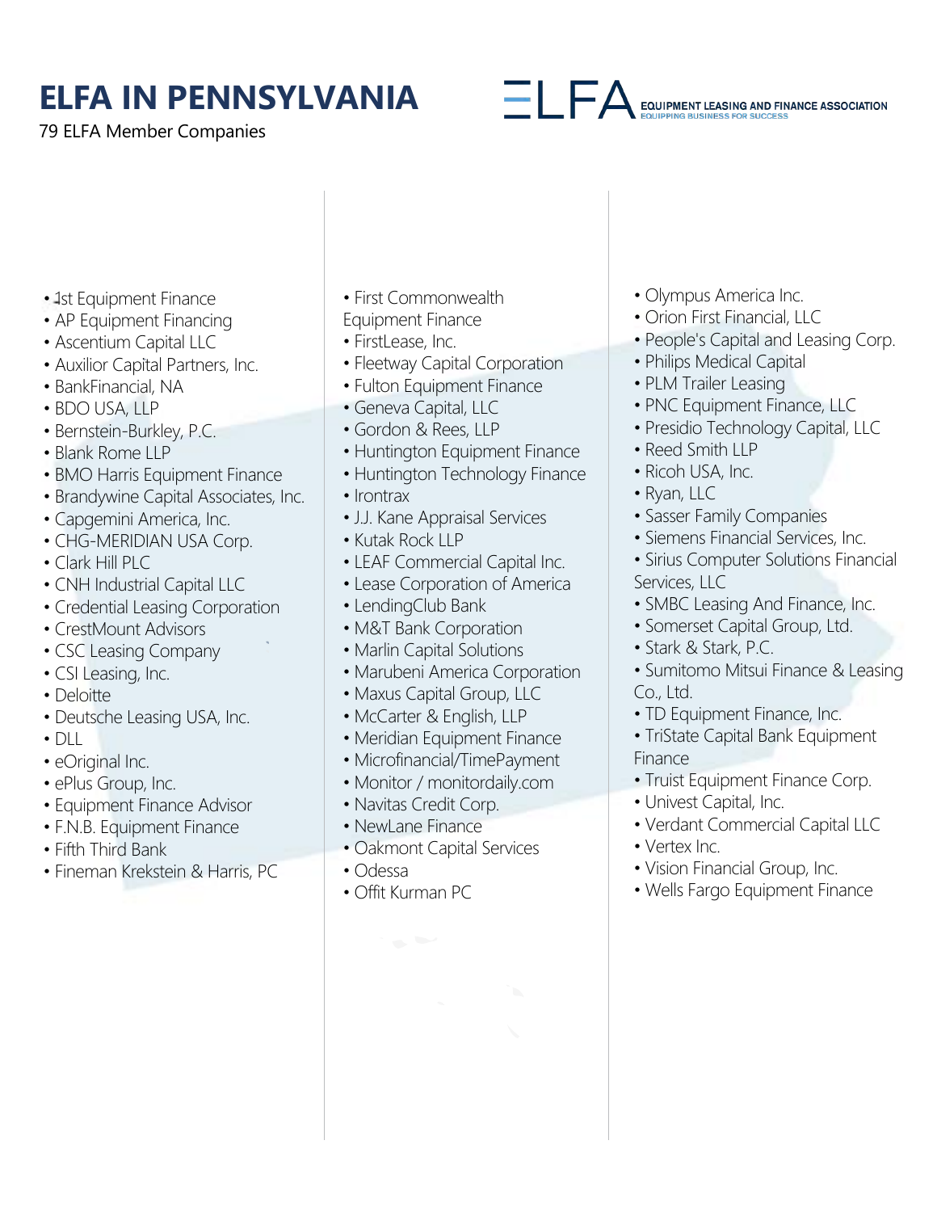# ELFA IN PENNSYLVANIA

79 ELFA Member Companies

EQUIPMENT LEASING AND FINANCE ASSOCIATION
EQUIPPING BUSINESS FOR SUCCESS

- 1st Equipment Finance
- AP Equipment Financing
- Ascentium Capital LLC
- Auxilior Capital Partners, Inc.
- BankFinancial, NA
- BDO USA, LLP
- Bernstein-Burkley, P.C.
- Blank Rome LLP
- BMO Harris Equipment Finance
- Brandywine Capital Associates, Inc.
- Capgemini America, Inc.
- CHG-MERIDIAN USA Corp.
- Clark Hill PLC
- CNH Industrial Capital LLC
- Credential Leasing Corporation
- CrestMount Advisors
- CSC Leasing Company
- CSI Leasing, Inc.
- Deloitte
- Deutsche Leasing USA, Inc.
- DLL
- eOriginal Inc.
- ePlus Group, Inc.
- Equipment Finance Advisor
- F.N.B. Equipment Finance
- Fifth Third Bank
- Fineman Krekstein & Harris, PC
- First Commonwealth Equipment Finance
- FirstLease, Inc.
- Fleetway Capital Corporation
- Fulton Equipment Finance
- Geneva Capital, LLC
- Gordon & Rees, LLP
- Huntington Equipment Finance
- Huntington Technology Finance
- Irontrax
- J.J. Kane Appraisal Services
- Kutak Rock LLP
- LEAF Commercial Capital Inc.
- Lease Corporation of America
- LendingClub Bank
- M&T Bank Corporation
- Marlin Capital Solutions
- Marubeni America Corporation
- Maxus Capital Group, LLC
- McCarter & English, LLP
- Meridian Equipment Finance
- Microfinancial/TimePayment
- Monitor / monitordaily.com
- Navitas Credit Corp.
- NewLane Finance
- Oakmont Capital Services
- Odessa
- Offit Kurman PC
- Olympus America Inc.
- Orion First Financial, LLC
- People's Capital and Leasing Corp.
- Philips Medical Capital
- PLM Trailer Leasing
- PNC Equipment Finance, LLC
- Presidio Technology Capital, LLC
- Reed Smith LLP
- Ricoh USA, Inc.
- Ryan, LLC
- Sasser Family Companies
- Siemens Financial Services, Inc.
- Sirius Computer Solutions Financial Services, LLC
- SMBC Leasing And Finance, Inc.
- Somerset Capital Group, Ltd.
- Stark & Stark, P.C.
- Sumitomo Mitsui Finance & Leasing Co., Ltd.
- TD Equipment Finance, Inc.
- TriState Capital Bank Equipment Finance
- Truist Equipment Finance Corp.
- Univest Capital, Inc.
- Verdant Commercial Capital LLC
- Vertex Inc.
- Vision Financial Group, Inc.
- Wells Fargo Equipment Finance